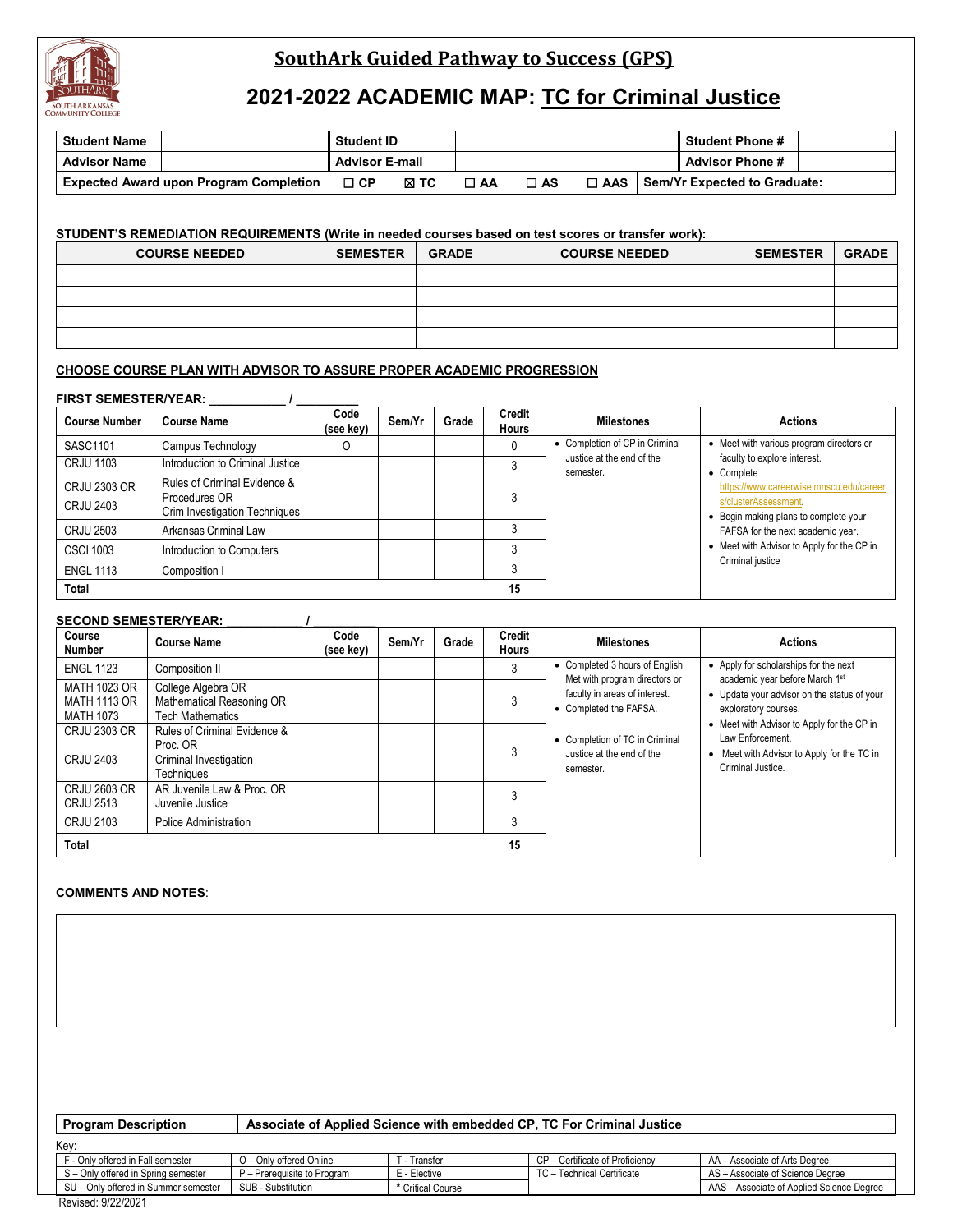# SouthArk Guided Pathway to Success (GPS)

## 2021-2022 ACADEMIC MAP: TC for Criminal Justice

| Student Name | | Student ID | | Student Phone # | |
|---|---|---|---|---|---|
| Advisor Name | | Advisor E-mail | | Advisor Phone # | |
| Expected Award upon Program Completion | | ☐ CP ☒ TC ☐ AA ☐ AS ☐ AAS | | Sem/Yr Expected to Graduate: | |

**STUDENT'S REMEDIATION REQUIREMENTS (Write in needed courses based on test scores or transfer work):**

| COURSE NEEDED | SEMESTER | GRADE | COURSE NEEDED | SEMESTER | GRADE |
|---|---|---|---|---|---|
| | | | | | |
| | | | | | |
| | | | | | |
| | | | | | |

**CHOOSE COURSE PLAN WITH ADVISOR TO ASSURE PROPER ACADEMIC PROGRESSION**

**FIRST SEMESTER/YEAR: ___________ / _________**

| Course Number | Course Name | Code (see key) | Sem/Yr | Grade | Credit Hours | Milestones | Actions |
|---|---|---|---|---|---|---|---|
| SASC1101 | Campus Technology | O | | | 0 | • Completion of CP in Criminal Justice at the end of the semester. | • Meet with various program directors or faculty to explore interest.<br>• Complete https://www.careerwise.mnscu.edu/careers/clusterAssessment.<br>• Begin making plans to complete your FAFSA for the next academic year.<br>• Meet with Advisor to Apply for the CP in Criminal justice |
| CRJU 1103 | Introduction to Criminal Justice | | | | 3 | | |
| CRJU 2303 OR CRJU 2403 | Rules of Criminal Evidence & Procedures OR Crim Investigation Techniques | | | | 3 | | |
| CRJU 2503 | Arkansas Criminal Law | | | | 3 | | |
| CSCI 1003 | Introduction to Computers | | | | 3 | | |
| ENGL 1113 | Composition I | | | | 3 | | |
| **Total** | | | | | **15** | | |

**SECOND SEMESTER/YEAR: ___________ / _________**

| Course Number | Course Name | Code (see key) | Sem/Yr | Grade | Credit Hours | Milestones | Actions |
|---|---|---|---|---|---|---|---|
| ENGL 1123 | Composition II | | | | 3 | • Completed 3 hours of English Met with program directors or faculty in areas of interest.<br>• Completed the FAFSA.<br>• Completion of TC in Criminal Justice at the end of the semester. | • Apply for scholarships for the next academic year before March 1st<br>• Update your advisor on the status of your exploratory courses.<br>• Meet with Advisor to Apply for the CP in Law Enforcement.<br>• Meet with Advisor to Apply for the TC in Criminal Justice. |
| MATH 1023 OR MATH 1113 OR MATH 1073 | College Algebra OR Mathematical Reasoning OR Tech Mathematics | | | | 3 | | |
| CRJU 2303 OR CRJU 2403 | Rules of Criminal Evidence & Proc. OR Criminal Investigation Techniques | | | | 3 | | |
| CRJU 2603 OR CRJU 2513 | AR Juvenile Law & Proc. OR Juvenile Justice | | | | 3 | | |
| CRJU 2103 | Police Administration | | | | 3 | | |
| **Total** | | | | | **15** | | |

**COMMENTS AND NOTES**:

| Program Description | Associate of Applied Science with embedded CP, TC For Criminal Justice |
|---|---|

Key:

| | | | | |
|---|---|---|---|---|
| F - Only offered in Fall semester | O – Only offered Online | T - Transfer | CP – Certificate of Proficiency | AA – Associate of Arts Degree |
| S – Only offered in Spring semester | P – Prerequisite to Program | E - Elective | TC – Technical Certificate | AS – Associate of Science Degree |
| SU – Only offered in Summer semester | SUB - Substitution | * Critical Course | | AAS – Associate of Applied Science Degree |

Revised: 9/22/2021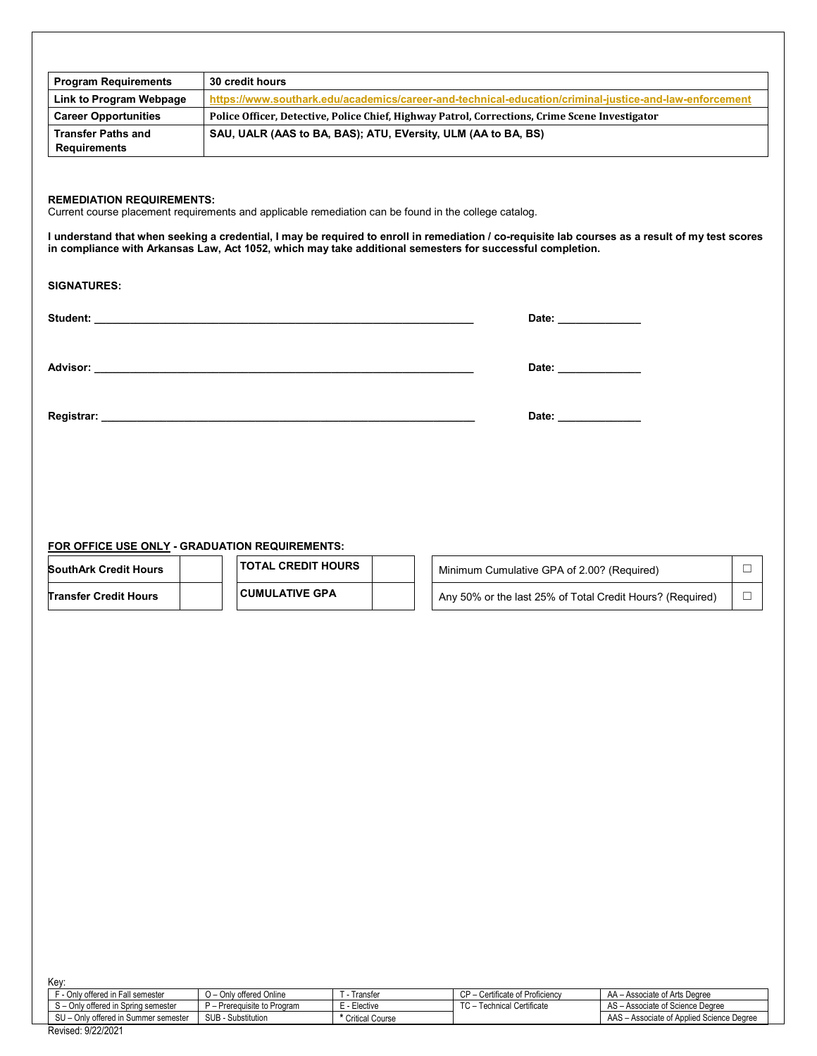| | |
|---|---|
| **Program Requirements** | **30 credit hours** |
| **Link to Program Webpage** | **https://www.southark.edu/academics/career-and-technical-education/criminal-justice-and-law-enforcement** |
| **Career Opportunities** | **Police Officer, Detective, Police Chief, Highway Patrol, Corrections, Crime Scene Investigator** |
| **Transfer Paths and Requirements** | **SAU, UALR (AAS to BA, BAS); ATU, EVersity, ULM (AA to BA, BS)** |

**REMEDIATION REQUIREMENTS:**
Current course placement requirements and applicable remediation can be found in the college catalog.

**I understand that when seeking a credential, I may be required to enroll in remediation / co-requisite lab courses as a result of my test scores in compliance with Arkansas Law, Act 1052, which may take additional semesters for successful completion.**

**SIGNATURES:**

**Student:** ________________________________________________ **Date:** ____________

**Advisor:** ________________________________________________ **Date:** ____________

**Registrar:** ________________________________________________ **Date:** ____________

**FOR OFFICE USE ONLY - GRADUATION REQUIREMENTS:**

| | | | | | |
|---|---|---|---|---|---|
| **SouthArk Credit Hours** | | **TOTAL CREDIT HOURS** | | Minimum Cumulative GPA of 2.00? (Required) | ☐ |
| **Transfer Credit Hours** | | **CUMULATIVE GPA** | | Any 50% or the last 25% of Total Credit Hours? (Required) | ☐ |

Key:

| | | | | |
|---|---|---|---|---|
| F - Only offered in Fall semester | O – Only offered Online | T - Transfer | CP – Certificate of Proficiency | AA – Associate of Arts Degree |
| S – Only offered in Spring semester | P – Prerequisite to Program | E - Elective | TC – Technical Certificate | AS – Associate of Science Degree |
| SU – Only offered in Summer semester | SUB - Substitution | * Critical Course | | AAS – Associate of Applied Science Degree |

Revised: 9/22/2021